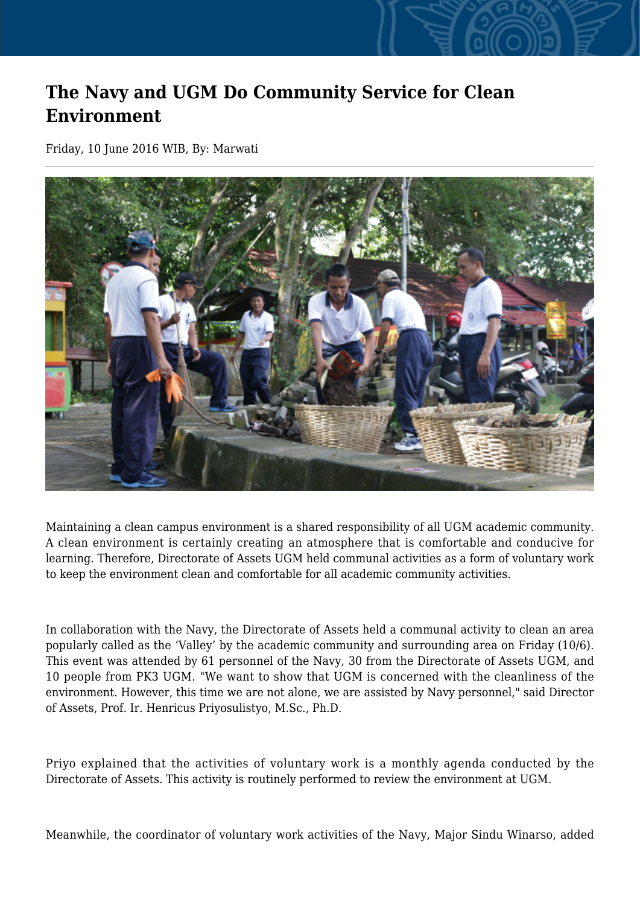# The Navy and UGM Do Community Service for Clean Environment

Friday, 10 June 2016 WIB, By: Marwati

Maintaining a clean campus environment is a shared responsibility of all UGM academic community. A clean environment is certainly creating an atmosphere that is comfortable and conducive for learning. Therefore, Directorate of Assets UGM held communal activities as a form of voluntary work to keep the environment clean and comfortable for all academic community activities.

In collaboration with the Navy, the Directorate of Assets held a communal activity to clean an area popularly called as the 'Valley' by the academic community and surrounding area on Friday (10/6). This event was attended by 61 personnel of the Navy, 30 from the Directorate of Assets UGM, and 10 people from PK3 UGM. "We want to show that UGM is concerned with the cleanliness of the environment. However, this time we are not alone, we are assisted by Navy personnel," said Director of Assets, Prof. Ir. Henricus Priyosulistyo, M.Sc., Ph.D.

Priyo explained that the activities of voluntary work is a monthly agenda conducted by the Directorate of Assets. This activity is routinely performed to review the environment at UGM.

Meanwhile, the coordinator of voluntary work activities of the Navy, Major Sindu Winarso, added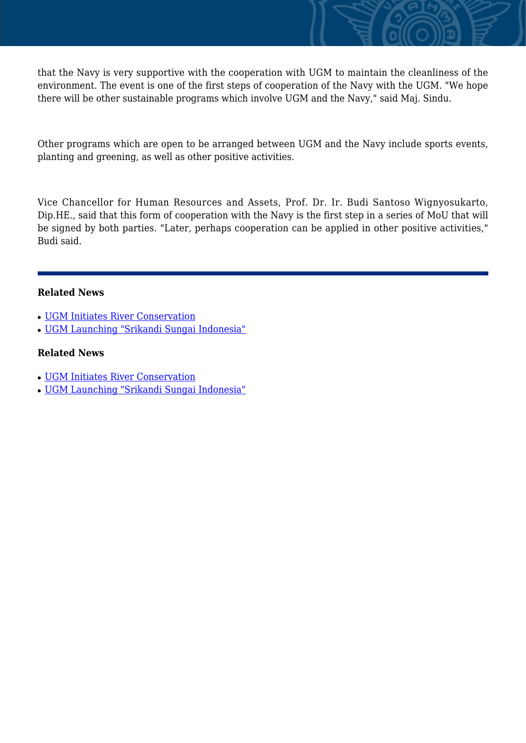that the Navy is very supportive with the cooperation with UGM to maintain the cleanliness of the environment. The event is one of the first steps of cooperation of the Navy with the UGM. "We hope there will be other sustainable programs which involve UGM and the Navy," said Maj. Sindu.

Other programs which are open to be arranged between UGM and the Navy include sports events, planting and greening, as well as other positive activities.

Vice Chancellor for Human Resources and Assets, Prof. Dr. Ir. Budi Santoso Wignyosukarto, Dip.HE., said that this form of cooperation with the Navy is the first step in a series of MoU that will be signed by both parties. "Later, perhaps cooperation can be applied in other positive activities," Budi said.

---

**Related News**

- UGM Initiates River Conservation
- UGM Launching "Srikandi Sungai Indonesia"

**Related News**

- UGM Initiates River Conservation
- UGM Launching "Srikandi Sungai Indonesia"